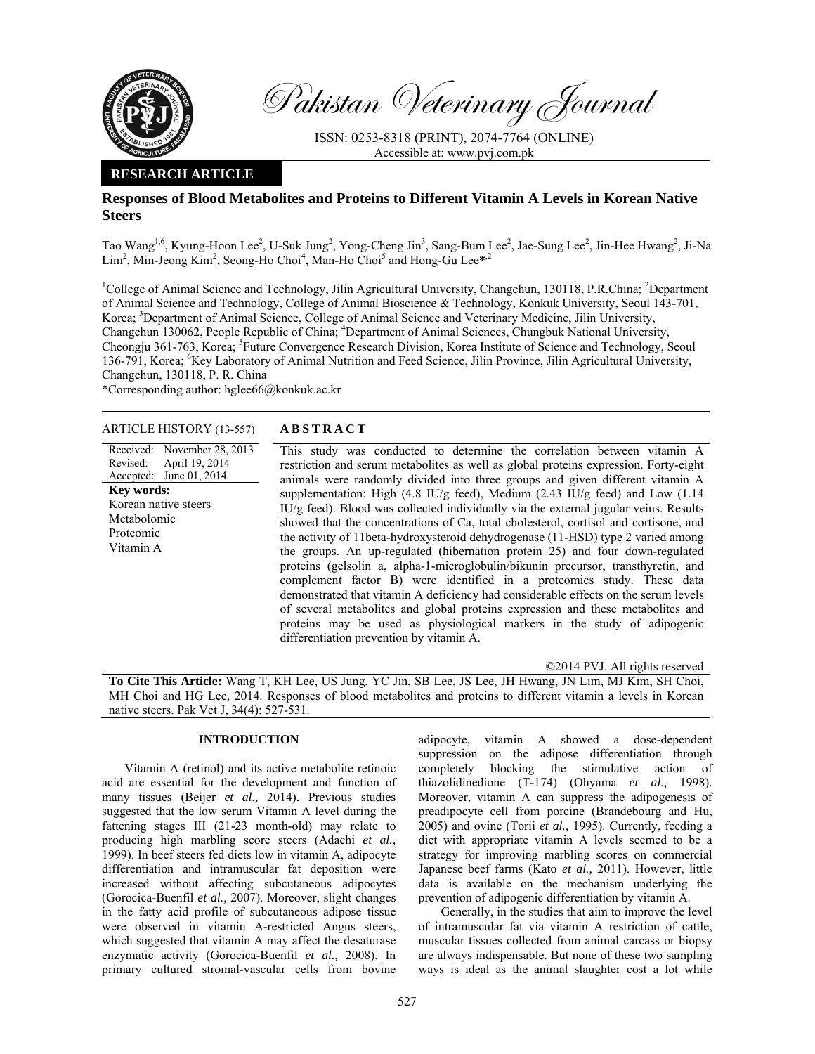Pakistan Veterinary Journal

ISSN: 0253-8318 (PRINT), 2074-7764 (ONLINE)
Accessible at: www.pvj.com.pk

**RESEARCH ARTICLE**

# Responses of Blood Metabolites and Proteins to Different Vitamin A Levels in Korean Native Steers

Tao Wang[1,6], Kyung-Hoon Lee[2], U-Suk Jung[2], Yong-Cheng Jin[3], Sang-Bum Lee[2], Jae-Sung Lee[2], Jin-Hee Hwang[2], Ji-Na Lim[2], Min-Jeong Kim[2], Seong-Ho Choi[4], Man-Ho Choi[5] and Hong-Gu Lee*[,2]

[1]College of Animal Science and Technology, Jilin Agricultural University, Changchun, 130118, P.R.China; [2]Department of Animal Science and Technology, College of Animal Bioscience & Technology, Konkuk University, Seoul 143-701, Korea; [3]Department of Animal Science, College of Animal Science and Veterinary Medicine, Jilin University, Changchun 130062, People Republic of China; [4]Department of Animal Sciences, Chungbuk National University, Cheongju 361-763, Korea; [5]Future Convergence Research Division, Korea Institute of Science and Technology, Seoul 136-791, Korea; [6]Key Laboratory of Animal Nutrition and Feed Science, Jilin Province, Jilin Agricultural University, Changchun, 130118, P. R. China

*Corresponding author: hglee66@konkuk.ac.kr

**ARTICLE HISTORY** (13-557)

Received: November 28, 2013
Revised: April 19, 2014
Accepted: June 01, 2014

**Key words:**
Korean native steers
Metabolomic
Proteomic
Vitamin A

**ABSTRACT**

This study was conducted to determine the correlation between vitamin A restriction and serum metabolites as well as global proteins expression. Forty-eight animals were randomly divided into three groups and given different vitamin A supplementation: High (4.8 IU/g feed), Medium (2.43 IU/g feed) and Low (1.14 IU/g feed). Blood was collected individually via the external jugular veins. Results showed that the concentrations of Ca, total cholesterol, cortisol and cortisone, and the activity of 11beta-hydroxysteroid dehydrogenase (11-HSD) type 2 varied among the groups. An up-regulated (hibernation protein 25) and four down-regulated proteins (gelsolin a, alpha-1-microglobulin/bikunin precursor, transthyretin, and complement factor B) were identified in a proteomics study. These data demonstrated that vitamin A deficiency had considerable effects on the serum levels of several metabolites and global proteins expression and these metabolites and proteins may be used as physiological markers in the study of adipogenic differentiation prevention by vitamin A.

©2014 PVJ. All rights reserved

**To Cite This Article:** Wang T, KH Lee, US Jung, YC Jin, SB Lee, JS Lee, JH Hwang, JN Lim, MJ Kim, SH Choi, MH Choi and HG Lee, 2014. Responses of blood metabolites and proteins to different vitamin a levels in Korean native steers. Pak Vet J, 34(4): 527-531.

## INTRODUCTION

Vitamin A (retinol) and its active metabolite retinoic acid are essential for the development and function of many tissues (Beijer *et al.,* 2014). Previous studies suggested that the low serum Vitamin A level during the fattening stages III (21-23 month-old) may relate to producing high marbling score steers (Adachi *et al.,* 1999). In beef steers fed diets low in vitamin A, adipocyte differentiation and intramuscular fat deposition were increased without affecting subcutaneous adipocytes (Gorocica-Buenfil *et al.,* 2007). Moreover, slight changes in the fatty acid profile of subcutaneous adipose tissue were observed in vitamin A-restricted Angus steers, which suggested that vitamin A may affect the desaturase enzymatic activity (Gorocica-Buenfil *et al.,* 2008). In primary cultured stromal-vascular cells from bovine adipocyte, vitamin A showed a dose-dependent suppression on the adipose differentiation through completely blocking the stimulative action of thiazolidinedione (T-174) (Ohyama *et al.,* 1998). Moreover, vitamin A can suppress the adipogenesis of preadipocyte cell from porcine (Brandebourg and Hu, 2005) and ovine (Torii *et al.,* 1995). Currently, feeding a diet with appropriate vitamin A levels seemed to be a strategy for improving marbling scores on commercial Japanese beef farms (Kato *et al.,* 2011). However, little data is available on the mechanism underlying the prevention of adipogenic differentiation by vitamin A.

Generally, in the studies that aim to improve the level of intramuscular fat via vitamin A restriction of cattle, muscular tissues collected from animal carcass or biopsy are always indispensable. But none of these two sampling ways is ideal as the animal slaughter cost a lot while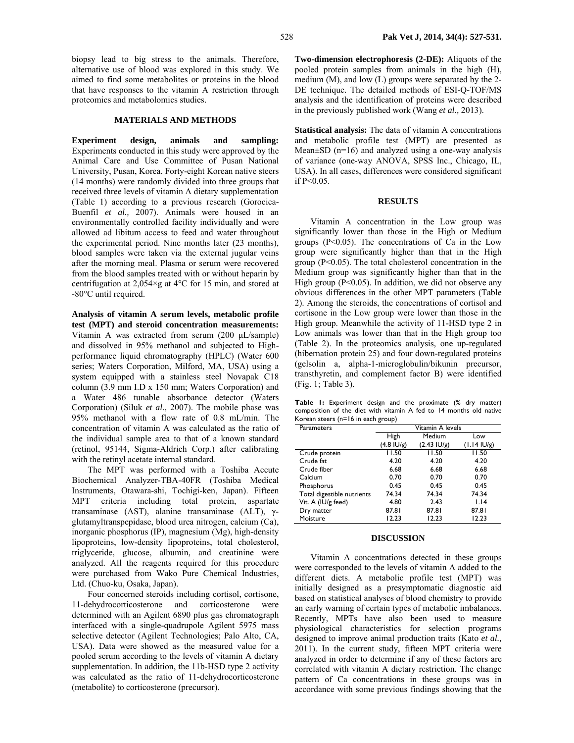biopsy lead to big stress to the animals. Therefore, alternative use of blood was explored in this study. We aimed to find some metabolites or proteins in the blood that have responses to the vitamin A restriction through proteomics and metabolomics studies.

## MATERIALS AND METHODS

**Experiment design, animals and sampling:** Experiments conducted in this study were approved by the Animal Care and Use Committee of Pusan National University, Pusan, Korea. Forty-eight Korean native steers (14 months) were randomly divided into three groups that received three levels of vitamin A dietary supplementation (Table 1) according to a previous research (Gorocica-Buenfil *et al.,* 2007). Animals were housed in an environmentally controlled facility individually and were allowed ad libitum access to feed and water throughout the experimental period. Nine months later (23 months), blood samples were taken via the external jugular veins after the morning meal. Plasma or serum were recovered from the blood samples treated with or without heparin by centrifugation at 2,054×g at 4°C for 15 min, and stored at -80°C until required.

**Analysis of vitamin A serum levels, metabolic profile test (MPT) and steroid concentration measurements:** Vitamin A was extracted from serum (200 µL/sample) and dissolved in 95% methanol and subjected to High-performance liquid chromatography (HPLC) (Water 600 series; Waters Corporation, Milford, MA, USA) using a system equipped with a stainless steel Novapak C18 column (3.9 mm I.D x 150 mm; Waters Corporation) and a Water 486 tunable absorbance detector (Waters Corporation) (Siluk *et al.,* 2007). The mobile phase was 95% methanol with a flow rate of 0.8 mL/min. The concentration of vitamin A was calculated as the ratio of the individual sample area to that of a known standard (retinol, 95144, Sigma-Aldrich Corp.) after calibrating with the retinyl acetate internal standard.

The MPT was performed with a Toshiba Accute Biochemical Analyzer-TBA-40FR (Toshiba Medical Instruments, Otawara-shi, Tochigi-ken, Japan). Fifteen MPT criteria including total protein, aspartate transaminase (AST), alanine transaminase (ALT), γ-glutamyltranspepidase, blood urea nitrogen, calcium (Ca), inorganic phosphorus (IP), magnesium (Mg), high-density lipoproteins, low-density lipoproteins, total cholesterol, triglyceride, glucose, albumin, and creatinine were analyzed. All the reagents required for this procedure were purchased from Wako Pure Chemical Industries, Ltd. (Chuo-ku, Osaka, Japan).

Four concerned steroids including cortisol, cortisone, 11-dehydrocorticosterone and corticosterone were determined with an Agilent 6890 plus gas chromatograph interfaced with a single-quadrupole Agilent 5975 mass selective detector (Agilent Technologies; Palo Alto, CA, USA). Data were showed as the measured value for a pooled serum according to the levels of vitamin A dietary supplementation. In addition, the 11b-HSD type 2 activity was calculated as the ratio of 11-dehydrocorticosterone (metabolite) to corticosterone (precursor).

**Two-dimension electrophoresis (2-DE):** Aliquots of the pooled protein samples from animals in the high (H), medium (M), and low (L) groups were separated by the 2-DE technique. The detailed methods of ESI-Q-TOF/MS analysis and the identification of proteins were described in the previously published work (Wang *et al.,* 2013).

**Statistical analysis:** The data of vitamin A concentrations and metabolic profile test (MPT) are presented as Mean±SD (n=16) and analyzed using a one-way analysis of variance (one-way ANOVA, SPSS Inc., Chicago, IL, USA). In all cases, differences were considered significant if $P<0.05$.

## RESULTS

Vitamin A concentration in the Low group was significantly lower than those in the High or Medium groups ($P<0.05$). The concentrations of Ca in the Low group were significantly higher than that in the High group ($P<0.05$). The total cholesterol concentration in the Medium group was significantly higher than that in the High group ($P<0.05$). In addition, we did not observe any obvious differences in the other MPT parameters (Table 2). Among the steroids, the concentrations of cortisol and cortisone in the Low group were lower than those in the High group. Meanwhile the activity of 11-HSD type 2 in Low animals was lower than that in the High group too (Table 2). In the proteomics analysis, one up-regulated (hibernation protein 25) and four down-regulated proteins (gelsolin a, alpha-1-microglobulin/bikunin precursor, transthyretin, and complement factor B) were identified (Fig. 1; Table 3).

**Table 1:** Experiment design and the proximate (% dry matter) composition of the diet with vitamin A fed to 14 months old native Korean steers (n=16 in each group)

| Parameters | Vitamin A levels | | |
|---|---|---|---|
| | High (4.8 IU/g) | Medium (2.43 IU/g) | Low (1.14 IU/g) |
| Crude protein | 11.50 | 11.50 | 11.50 |
| Crude fat | 4.20 | 4.20 | 4.20 |
| Crude fiber | 6.68 | 6.68 | 6.68 |
| Calcium | 0.70 | 0.70 | 0.70 |
| Phosphorus | 0.45 | 0.45 | 0.45 |
| Total digestible nutrients | 74.34 | 74.34 | 74.34 |
| Vit. A (IU/g feed) | 4.80 | 2.43 | 1.14 |
| Dry matter | 87.81 | 87.81 | 87.81 |
| Moisture | 12.23 | 12.23 | 12.23 |

## DISCUSSION

Vitamin A concentrations detected in these groups were corresponded to the levels of vitamin A added to the different diets. A metabolic profile test (MPT) was initially designed as a presymptomatic diagnostic aid based on statistical analyses of blood chemistry to provide an early warning of certain types of metabolic imbalances. Recently, MPTs have also been used to measure physiological characteristics for selection programs designed to improve animal production traits (Kato *et al.,* 2011). In the current study, fifteen MPT criteria were analyzed in order to determine if any of these factors are correlated with vitamin A dietary restriction. The change pattern of Ca concentrations in these groups was in accordance with some previous findings showing that the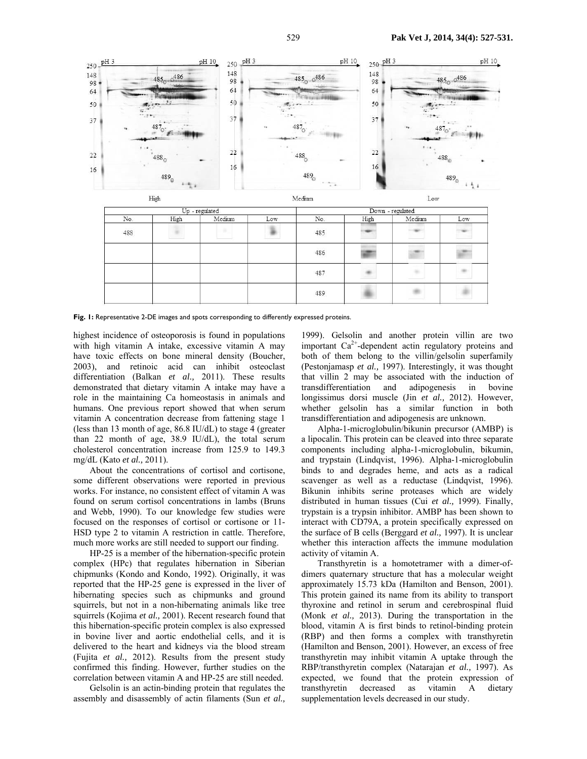| Up - regulated | | | | Down - regulated | | | |
|---|---|---|---|---|---|---|---|
| No. | High | Medium | Low | No. | High | Medium | Low |
| 488 | | | | 485 | | | |
| | | | | 486 | | | |
| | | | | 487 | | | |
| | | | | 489 | | | |

**Fig. 1:** Representative 2-DE images and spots corresponding to differently expressed proteins.

highest incidence of osteoporosis is found in populations with high vitamin A intake, excessive vitamin A may have toxic effects on bone mineral density (Boucher, 2003), and retinoic acid can inhibit osteoclast differentiation (Balkan *et al.,* 2011). These results demonstrated that dietary vitamin A intake may have a role in the maintaining Ca homeostasis in animals and humans. One previous report showed that when serum vitamin A concentration decrease from fattening stage 1 (less than 13 month of age, 86.8 IU/dL) to stage 4 (greater than 22 month of age, 38.9 IU/dL), the total serum cholesterol concentration increase from 125.9 to 149.3 mg/dL (Kato *et al.,* 2011).

About the concentrations of cortisol and cortisone, some different observations were reported in previous works. For instance, no consistent effect of vitamin A was found on serum cortisol concentrations in lambs (Bruns and Webb, 1990). To our knowledge few studies were focused on the responses of cortisol or cortisone or 11-HSD type 2 to vitamin A restriction in cattle. Therefore, much more works are still needed to support our finding.

HP-25 is a member of the hibernation-specific protein complex (HPc) that regulates hibernation in Siberian chipmunks (Kondo and Kondo, 1992). Originally, it was reported that the HP-25 gene is expressed in the liver of hibernating species such as chipmunks and ground squirrels, but not in a non-hibernating animals like tree squirrels (Kojima *et al.,* 2001). Recent research found that this hibernation-specific protein complex is also expressed in bovine liver and aortic endothelial cells, and it is delivered to the heart and kidneys via the blood stream (Fujita *et al.,* 2012). Results from the present study confirmed this finding. However, further studies on the correlation between vitamin A and HP-25 are still needed.

Gelsolin is an actin-binding protein that regulates the assembly and disassembly of actin filaments (Sun *et al.,* 1999). Gelsolin and another protein villin are two important $Ca^{2+}$-dependent actin regulatory proteins and both of them belong to the villin/gelsolin superfamily (Pestonjamasp *et al.,* 1997). Interestingly, it was thought that villin 2 may be associated with the induction of transdifferentiation and adipogenesis in bovine longissimus dorsi muscle (Jin *et al.,* 2012). However, whether gelsolin has a similar function in both transdifferentiation and adipogenesis are unknown.

Alpha-1-microglobulin/bikunin precursor (AMBP) is a lipocalin. This protein can be cleaved into three separate components including alpha-1-microglobulin, bikumin, and trypstain (Lindqvist, 1996). Alpha-1-microglobulin binds to and degrades heme, and acts as a radical scavenger as well as a reductase (Lindqvist, 1996). Bikunin inhibits serine proteases which are widely distributed in human tissues (Cui *et al.,* 1999). Finally, trypstain is a trypsin inhibitor. AMBP has been shown to interact with CD79A, a protein specifically expressed on the surface of B cells (Berggard *et al.,* 1997). It is unclear whether this interaction affects the immune modulation activity of vitamin A.

Transthyretin is a homotetramer with a dimer-of-dimers quaternary structure that has a molecular weight approximately 15.73 kDa (Hamilton and Benson, 2001). This protein gained its name from its ability to transport thyroxine and retinol in serum and cerebrospinal fluid (Monk *et al.,* 2013). During the transportation in the blood, vitamin A is first binds to retinol-binding protein (RBP) and then forms a complex with transthyretin (Hamilton and Benson, 2001). However, an excess of free transthyretin may inhibit vitamin A uptake through the RBP/transthyretin complex (Natarajan *et al.,* 1997). As expected, we found that the protein expression of transthyretin decreased as vitamin A dietary supplementation levels decreased in our study.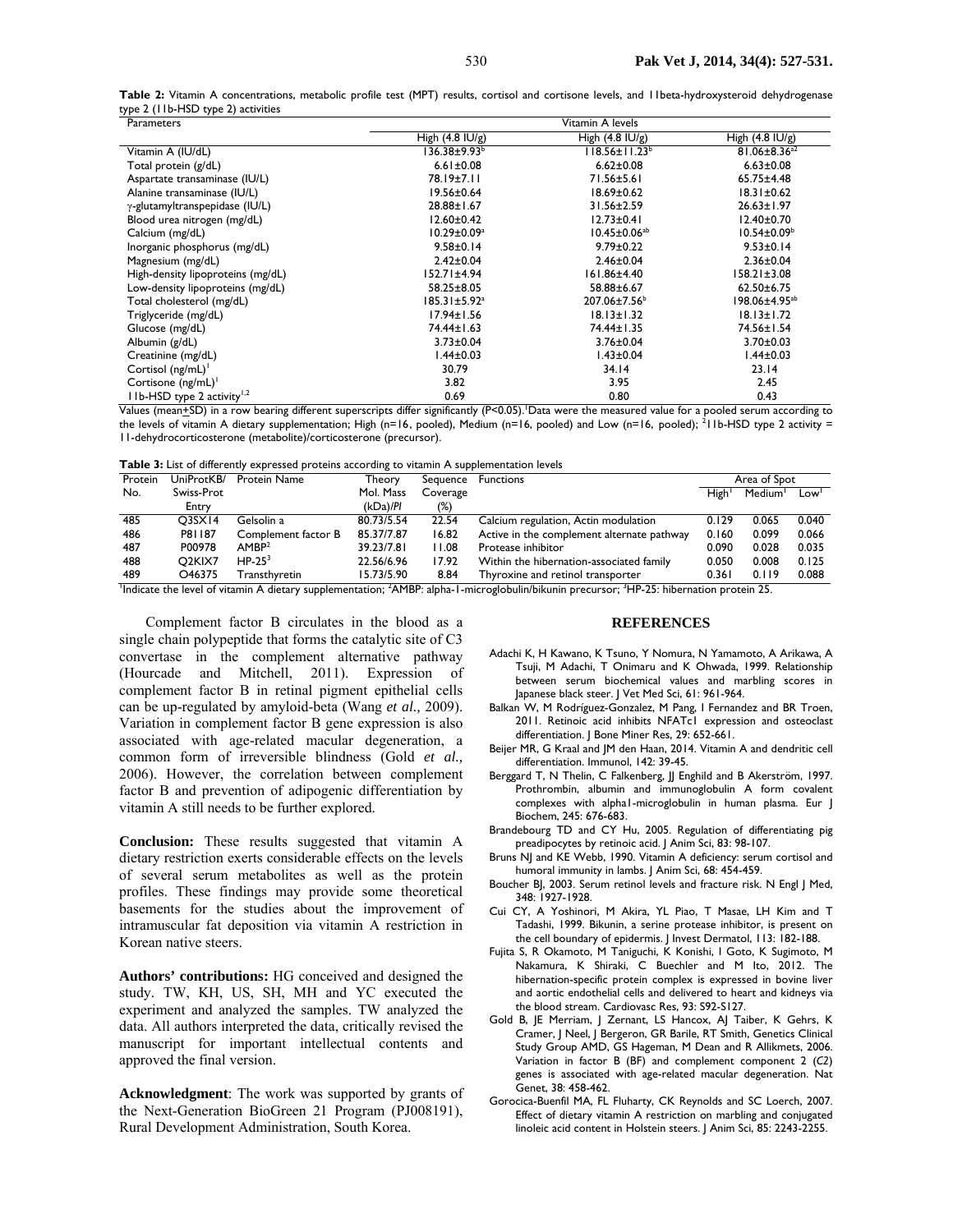**Table 2:** Vitamin A concentrations, metabolic profile test (MPT) results, cortisol and cortisone levels, and 11beta-hydroxysteroid dehydrogenase type 2 (11b-HSD type 2) activities

| Parameters | Vitamin A levels | | |
|---|---|---|---|
| | High (4.8 IU/g) | High (4.8 IU/g) | High (4.8 IU/g) |
| Vitamin A (IU/dL) | 136.38±9.93[b] | 118.56±11.23[b] | 81.06±8.36[a2] |
| Total protein (g/dL) | 6.61±0.08 | 6.62±0.08 | 6.63±0.08 |
| Aspartate transaminase (IU/L) | 78.19±7.11 | 71.56±5.61 | 65.75±4.48 |
| Alanine transaminase (IU/L) | 19.56±0.64 | 18.69±0.62 | 18.31±0.62 |
| γ-glutamyltranspepidase (IU/L) | 28.88±1.67 | 31.56±2.59 | 26.63±1.97 |
| Blood urea nitrogen (mg/dL) | 12.60±0.42 | 12.73±0.41 | 12.40±0.70 |
| Calcium (mg/dL) | 10.29±0.09[a] | 10.45±0.06[ab] | 10.54±0.09[b] |
| Inorganic phosphorus (mg/dL) | 9.58±0.14 | 9.79±0.22 | 9.53±0.14 |
| Magnesium (mg/dL) | 2.42±0.04 | 2.46±0.04 | 2.36±0.04 |
| High-density lipoproteins (mg/dL) | 152.71±4.94 | 161.86±4.40 | 158.21±3.08 |
| Low-density lipoproteins (mg/dL) | 58.25±8.05 | 58.88±6.67 | 62.50±6.75 |
| Total cholesterol (mg/dL) | 185.31±5.92[a] | 207.06±7.56[b] | 198.06±4.95[ab] |
| Triglyceride (mg/dL) | 17.94±1.56 | 18.13±1.32 | 18.13±1.72 |
| Glucose (mg/dL) | 74.44±1.63 | 74.44±1.35 | 74.56±1.54 |
| Albumin (g/dL) | 3.73±0.04 | 3.76±0.04 | 3.70±0.03 |
| Creatinine (mg/dL) | 1.44±0.03 | 1.43±0.04 | 1.44±0.03 |
| Cortisol (ng/mL)[1] | 30.79 | 34.14 | 23.14 |
| Cortisone (ng/mL)[1] | 3.82 | 3.95 | 2.45 |
| 11b-HSD type 2 activity[1,2] | 0.69 | 0.80 | 0.43 |

Values (mean±SD) in a row bearing different superscripts differ significantly (P<0.05). [1]Data were the measured value for a pooled serum according to the levels of vitamin A dietary supplementation; High (n=16, pooled), Medium (n=16, pooled) and Low (n=16, pooled); [2]11b-HSD type 2 activity = 11-dehydrocorticosterone (metabolite)/corticosterone (precursor).

**Table 3:** List of differently expressed proteins according to vitamin A supplementation levels

| Protein No. | UniProtKB/ Swiss-Prot Entry | Protein Name | Theory Mol. Mass (kDa)/*PI* | Sequence Coverage (%) | Functions | Area of Spot | | |
|---|---|---|---|---|---|---|---|---|
| | | | | | | High[1] | Medium[1] | Low[1] |
| 485 | Q3SX14 | Gelsolin a | 80.73/5.54 | 22.54 | Calcium regulation, Actin modulation | 0.129 | 0.065 | 0.040 |
| 486 | P81187 | Complement factor B | 85.37/7.87 | 16.82 | Active in the complement alternate pathway | 0.160 | 0.099 | 0.066 |
| 487 | P00978 | AMBP[2] | 39.23/7.81 | 11.08 | Protease inhibitor | 0.090 | 0.028 | 0.035 |
| 488 | Q2KIX7 | HP-25[3] | 22.56/6.96 | 17.92 | Within the hibernation-associated family | 0.050 | 0.008 | 0.125 |
| 489 | O46375 | Transthyretin | 15.73/5.90 | 8.84 | Thyroxine and retinol transporter | 0.361 | 0.119 | 0.088 |

[1]Indicate the level of vitamin A dietary supplementation; [2]AMBP: alpha-1-microglobulin/bikunin precursor; [3]HP-25: hibernation protein 25.

Complement factor B circulates in the blood as a single chain polypeptide that forms the catalytic site of C3 convertase in the complement alternative pathway (Hourcade and Mitchell, 2011). Expression of complement factor B in retinal pigment epithelial cells can be up-regulated by amyloid-beta (Wang *et al.,* 2009). Variation in complement factor B gene expression is also associated with age-related macular degeneration, a common form of irreversible blindness (Gold *et al.,* 2006). However, the correlation between complement factor B and prevention of adipogenic differentiation by vitamin A still needs to be further explored.

**Conclusion:** These results suggested that vitamin A dietary restriction exerts considerable effects on the levels of several serum metabolites as well as the protein profiles. These findings may provide some theoretical basements for the studies about the improvement of intramuscular fat deposition via vitamin A restriction in Korean native steers.

**Authors' contributions:** HG conceived and designed the study. TW, KH, US, SH, MH and YC executed the experiment and analyzed the samples. TW analyzed the data. All authors interpreted the data, critically revised the manuscript for important intellectual contents and approved the final version.

**Acknowledgment**: The work was supported by grants of the Next-Generation BioGreen 21 Program (PJ008191), Rural Development Administration, South Korea.

## REFERENCES

Adachi K, H Kawano, K Tsuno, Y Nomura, N Yamamoto, A Arikawa, A Tsuji, M Adachi, T Onimaru and K Ohwada, 1999. Relationship between serum biochemical values and marbling scores in Japanese black steer. J Vet Med Sci, 61: 961-964.

Balkan W, M Rodríguez-Gonzalez, M Pang, I Fernandez and BR Troen, 2011. Retinoic acid inhibits NFATc1 expression and osteoclast differentiation. J Bone Miner Res, 29: 652-661.

Beijer MR, G Kraal and JM den Haan, 2014. Vitamin A and dendritic cell differentiation. Immunol, 142: 39-45.

Berggard T, N Thelin, C Falkenberg, JJ Enghild and B Akerström, 1997. Prothrombin, albumin and immunoglobulin A form covalent complexes with alpha1-microglobulin in human plasma. Eur J Biochem, 245: 676-683.

Brandebourg TD and CY Hu, 2005. Regulation of differentiating pig preadipocytes by retinoic acid. J Anim Sci, 83: 98-107.

Bruns NJ and KE Webb, 1990. Vitamin A deficiency: serum cortisol and humoral immunity in lambs. J Anim Sci, 68: 454-459.

Boucher BJ, 2003. Serum retinol levels and fracture risk. N Engl J Med, 348: 1927-1928.

Cui CY, A Yoshinori, M Akira, YL Piao, T Masae, LH Kim and T Tadashi, 1999. Bikunin, a serine protease inhibitor, is present on the cell boundary of epidermis. J Invest Dermatol, 113: 182-188.

Fujita S, R Okamoto, M Taniguchi, K Konishi, I Goto, K Sugimoto, M Nakamura, K Shiraki, C Buechler and M Ito, 2012. The hibernation-specific protein complex is expressed in bovine liver and aortic endothelial cells and delivered to heart and kidneys via the blood stream. Cardiovasc Res, 93: S92-S127.

Gold B, JE Merriam, J Zernant, LS Hancox, AJ Taiber, K Gehrs, K Cramer, J Neel, J Bergeron, GR Barile, RT Smith, Genetics Clinical Study Group AMD, GS Hageman, M Dean and R Allikmets, 2006. Variation in factor B (BF) and complement component 2 (*C2*) genes is associated with age-related macular degeneration. Nat Genet, 38: 458-462.

Gorocica-Buenfil MA, FL Fluharty, CK Reynolds and SC Loerch, 2007. Effect of dietary vitamin A restriction on marbling and conjugated linoleic acid content in Holstein steers. J Anim Sci, 85: 2243-2255.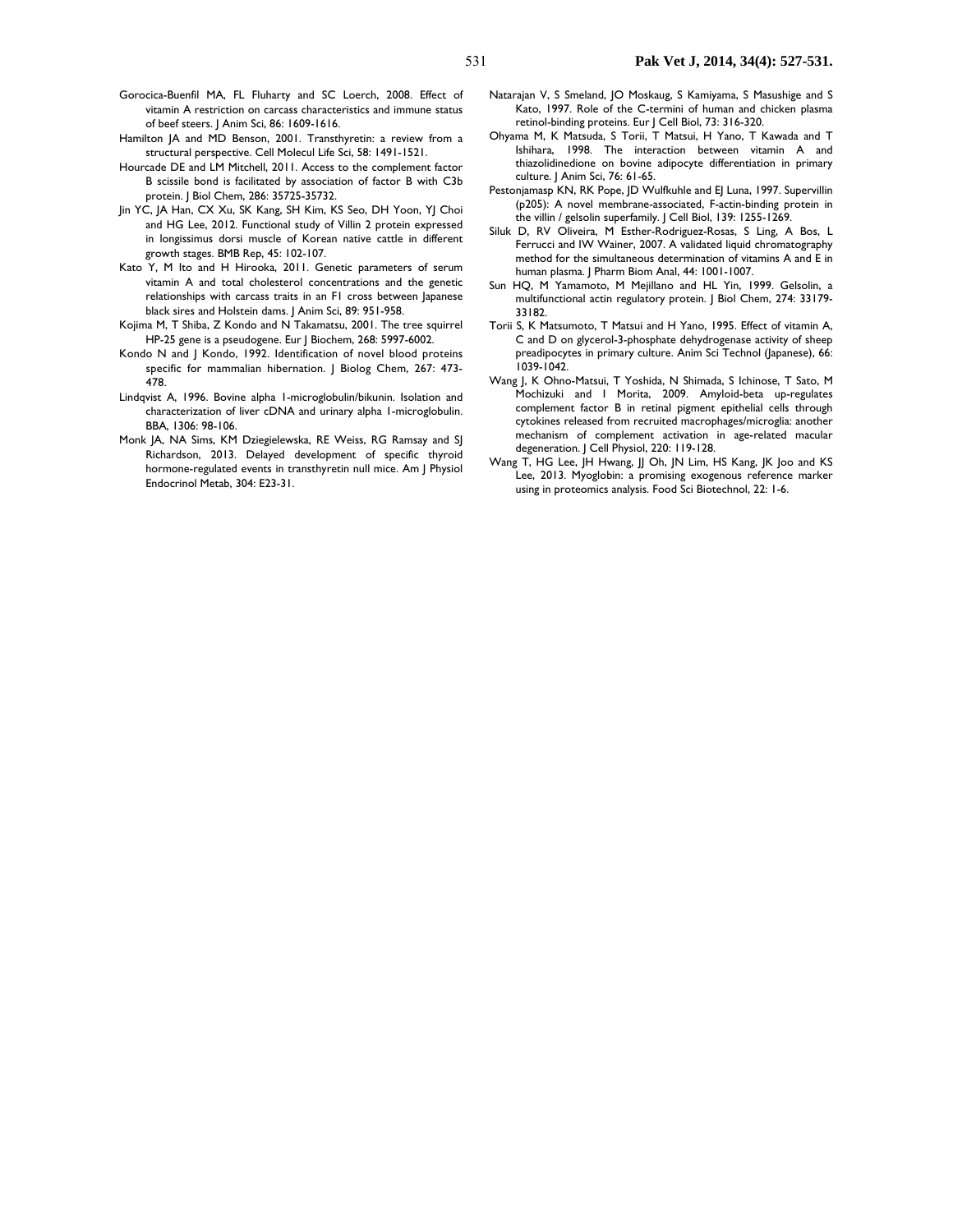Gorocica-Buenfil MA, FL Fluharty and SC Loerch, 2008. Effect of vitamin A restriction on carcass characteristics and immune status of beef steers. J Anim Sci, 86: 1609-1616.

Hamilton JA and MD Benson, 2001. Transthyretin: a review from a structural perspective. Cell Molecul Life Sci, 58: 1491-1521.

Hourcade DE and LM Mitchell, 2011. Access to the complement factor B scissile bond is facilitated by association of factor B with C3b protein. J Biol Chem, 286: 35725-35732.

Jin YC, JA Han, CX Xu, SK Kang, SH Kim, KS Seo, DH Yoon, YJ Choi and HG Lee, 2012. Functional study of Villin 2 protein expressed in longissimus dorsi muscle of Korean native cattle in different growth stages. BMB Rep, 45: 102-107.

Kato Y, M Ito and H Hirooka, 2011. Genetic parameters of serum vitamin A and total cholesterol concentrations and the genetic relationships with carcass traits in an F1 cross between Japanese black sires and Holstein dams. J Anim Sci, 89: 951-958.

Kojima M, T Shiba, Z Kondo and N Takamatsu, 2001. The tree squirrel HP-25 gene is a pseudogene. Eur J Biochem, 268: 5997-6002.

Kondo N and J Kondo, 1992. Identification of novel blood proteins specific for mammalian hibernation. J Biolog Chem, 267: 473-478.

Lindqvist A, 1996. Bovine alpha 1-microglobulin/bikunin. Isolation and characterization of liver cDNA and urinary alpha 1-microglobulin. BBA, 1306: 98-106.

Monk JA, NA Sims, KM Dziegielewska, RE Weiss, RG Ramsay and SJ Richardson, 2013. Delayed development of specific thyroid hormone-regulated events in transthyretin null mice. Am J Physiol Endocrinol Metab, 304: E23-31.

Natarajan V, S Smeland, JO Moskaug, S Kamiyama, S Masushige and S Kato, 1997. Role of the C-termini of human and chicken plasma retinol-binding proteins. Eur J Cell Biol, 73: 316-320.

Ohyama M, K Matsuda, S Torii, T Matsui, H Yano, T Kawada and T Ishihara, 1998. The interaction between vitamin A and thiazolidinedione on bovine adipocyte differentiation in primary culture. J Anim Sci, 76: 61-65.

Pestonjamasp KN, RK Pope, JD Wulfkuhle and EJ Luna, 1997. Supervillin (p205): A novel membrane-associated, F-actin-binding protein in the villin / gelsolin superfamily. J Cell Biol, 139: 1255-1269.

Siluk D, RV Oliveira, M Esther-Rodriguez-Rosas, S Ling, A Bos, L Ferrucci and IW Wainer, 2007. A validated liquid chromatography method for the simultaneous determination of vitamins A and E in human plasma. J Pharm Biom Anal, 44: 1001-1007.

Sun HQ, M Yamamoto, M Mejillano and HL Yin, 1999. Gelsolin, a multifunctional actin regulatory protein. J Biol Chem, 274: 33179-33182.

Torii S, K Matsumoto, T Matsui and H Yano, 1995. Effect of vitamin A, C and D on glycerol-3-phosphate dehydrogenase activity of sheep preadipocytes in primary culture. Anim Sci Technol (Japanese), 66: 1039-1042.

Wang J, K Ohno-Matsui, T Yoshida, N Shimada, S Ichinose, T Sato, M Mochizuki and I Morita, 2009. Amyloid-beta up-regulates complement factor B in retinal pigment epithelial cells through cytokines released from recruited macrophages/microglia: another mechanism of complement activation in age-related macular degeneration. J Cell Physiol, 220: 119-128.

Wang T, HG Lee, JH Hwang, JJ Oh, JN Lim, HS Kang, JK Joo and KS Lee, 2013. Myoglobin: a promising exogenous reference marker using in proteomics analysis. Food Sci Biotechnol, 22: 1-6.